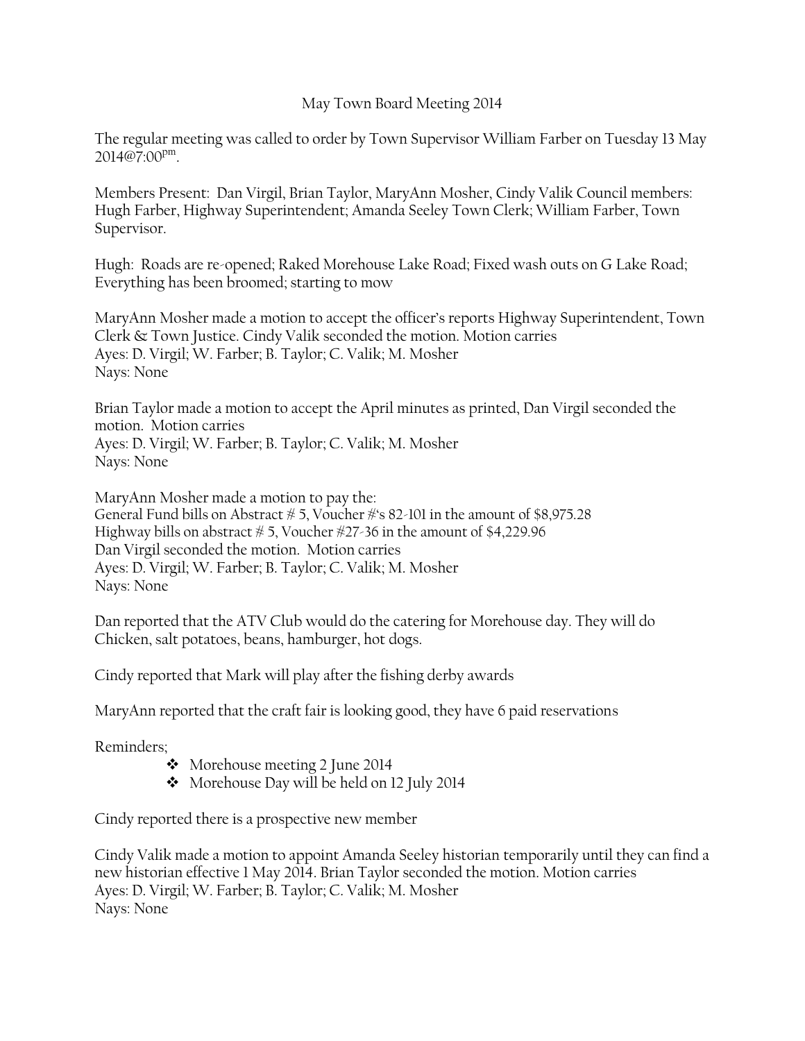# May Town Board Meeting 2014

The regular meeting was called to order by Town Supervisor William Farber on Tuesday 13 May 2014@7:00$^{pm}$.

Members Present: Dan Virgil, Brian Taylor, MaryAnn Mosher, Cindy Valik Council members: Hugh Farber, Highway Superintendent; Amanda Seeley Town Clerk; William Farber, Town Supervisor.

Hugh: Roads are re-opened; Raked Morehouse Lake Road; Fixed wash outs on G Lake Road; Everything has been broomed; starting to mow

MaryAnn Mosher made a motion to accept the officer's reports Highway Superintendent, Town Clerk & Town Justice. Cindy Valik seconded the motion. Motion carries
Ayes: D. Virgil; W. Farber; B. Taylor; C. Valik; M. Mosher
Nays: None

Brian Taylor made a motion to accept the April minutes as printed, Dan Virgil seconded the motion. Motion carries
Ayes: D. Virgil; W. Farber; B. Taylor; C. Valik; M. Mosher
Nays: None

MaryAnn Mosher made a motion to pay the:
General Fund bills on Abstract # 5, Voucher #'s 82-101 in the amount of $8,975.28
Highway bills on abstract # 5, Voucher #27-36 in the amount of $4,229.96
Dan Virgil seconded the motion. Motion carries
Ayes: D. Virgil; W. Farber; B. Taylor; C. Valik; M. Mosher
Nays: None

Dan reported that the ATV Club would do the catering for Morehouse day. They will do Chicken, salt potatoes, beans, hamburger, hot dogs.

Cindy reported that Mark will play after the fishing derby awards

MaryAnn reported that the craft fair is looking good, they have 6 paid reservations

Reminders;

- Morehouse meeting 2 June 2014
- Morehouse Day will be held on 12 July 2014

Cindy reported there is a prospective new member

Cindy Valik made a motion to appoint Amanda Seeley historian temporarily until they can find a new historian effective 1 May 2014. Brian Taylor seconded the motion. Motion carries
Ayes: D. Virgil; W. Farber; B. Taylor; C. Valik; M. Mosher
Nays: None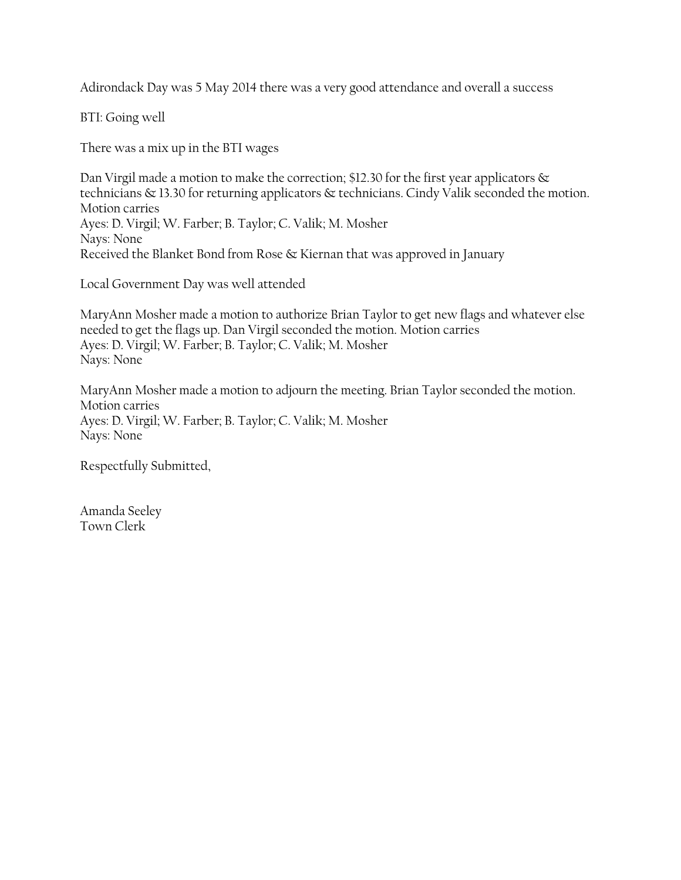Adirondack Day was 5 May 2014 there was a very good attendance and overall a success

BTI: Going well

There was a mix up in the BTI wages

Dan Virgil made a motion to make the correction; $12.30 for the first year applicators & technicians & 13.30 for returning applicators & technicians. Cindy Valik seconded the motion.
Motion carries
Ayes: D. Virgil; W. Farber; B. Taylor; C. Valik; M. Mosher
Nays: None
Received the Blanket Bond from Rose & Kiernan that was approved in January

Local Government Day was well attended

MaryAnn Mosher made a motion to authorize Brian Taylor to get new flags and whatever else needed to get the flags up. Dan Virgil seconded the motion. Motion carries
Ayes: D. Virgil; W. Farber; B. Taylor; C. Valik; M. Mosher
Nays: None

MaryAnn Mosher made a motion to adjourn the meeting. Brian Taylor seconded the motion.
Motion carries
Ayes: D. Virgil; W. Farber; B. Taylor; C. Valik; M. Mosher
Nays: None

Respectfully Submitted,

Amanda Seeley
Town Clerk